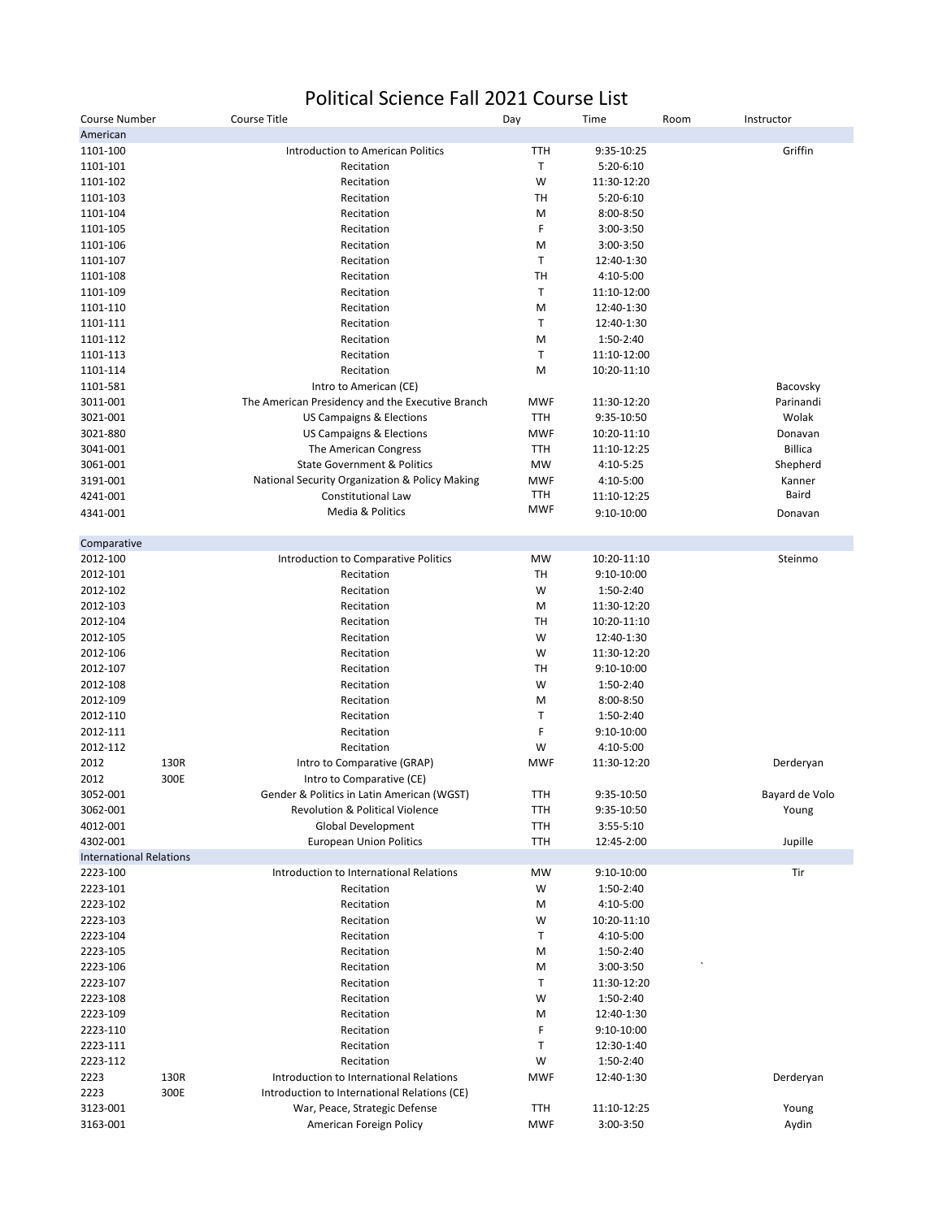# Political Science Fall 2021 Course List

| Course Number | | Course Title | Day | Time | Room | Instructor |
|---|---|---|---|---|---|---|
| **American** | | | | | | |
| 1101-100 | | Introduction to American Politics | TTH | 9:35-10:25 | | Griffin |
| 1101-101 | | Recitation | T | 5:20-6:10 | | |
| 1101-102 | | Recitation | W | 11:30-12:20 | | |
| 1101-103 | | Recitation | TH | 5:20-6:10 | | |
| 1101-104 | | Recitation | M | 8:00-8:50 | | |
| 1101-105 | | Recitation | F | 3:00-3:50 | | |
| 1101-106 | | Recitation | M | 3:00-3:50 | | |
| 1101-107 | | Recitation | T | 12:40-1:30 | | |
| 1101-108 | | Recitation | TH | 4:10-5:00 | | |
| 1101-109 | | Recitation | T | 11:10-12:00 | | |
| 1101-110 | | Recitation | M | 12:40-1:30 | | |
| 1101-111 | | Recitation | T | 12:40-1:30 | | |
| 1101-112 | | Recitation | M | 1:50-2:40 | | |
| 1101-113 | | Recitation | T | 11:10-12:00 | | |
| 1101-114 | | Recitation | M | 10:20-11:10 | | |
| 1101-581 | | Intro to American (CE) | | | | Bacovsky |
| 3011-001 | | The American Presidency and the Executive Branch | MWF | 11:30-12:20 | | Parinandi |
| 3021-001 | | US Campaigns & Elections | TTH | 9:35-10:50 | | Wolak |
| 3021-880 | | US Campaigns & Elections | MWF | 10:20-11:10 | | Donavan |
| 3041-001 | | The American Congress | TTH | 11:10-12:25 | | Billica |
| 3061-001 | | State Government & Politics | MW | 4:10-5:25 | | Shepherd |
| 3191-001 | | National Security Organization & Policy Making | MWF | 4:10-5:00 | | Kanner |
| 4241-001 | | Constitutional Law | TTH | 11:10-12:25 | | Baird |
| 4341-001 | | Media & Politics | MWF | 9:10-10:00 | | Donavan |
| **Comparative** | | | | | | |
| 2012-100 | | Introduction to Comparative Politics | MW | 10:20-11:10 | | Steinmo |
| 2012-101 | | Recitation | TH | 9:10-10:00 | | |
| 2012-102 | | Recitation | W | 1:50-2:40 | | |
| 2012-103 | | Recitation | M | 11:30-12:20 | | |
| 2012-104 | | Recitation | TH | 10:20-11:10 | | |
| 2012-105 | | Recitation | W | 12:40-1:30 | | |
| 2012-106 | | Recitation | W | 11:30-12:20 | | |
| 2012-107 | | Recitation | TH | 9:10-10:00 | | |
| 2012-108 | | Recitation | W | 1:50-2:40 | | |
| 2012-109 | | Recitation | M | 8:00-8:50 | | |
| 2012-110 | | Recitation | T | 1:50-2:40 | | |
| 2012-111 | | Recitation | F | 9:10-10:00 | | |
| 2012-112 | | Recitation | W | 4:10-5:00 | | |
| 2012 | 130R | Intro to Comparative (GRAP) | MWF | 11:30-12:20 | | Derderyan |
| 2012 | 300E | Intro to Comparative (CE) | | | | |
| 3052-001 | | Gender & Politics in Latin American (WGST) | TTH | 9:35-10:50 | | Bayard de Volo |
| 3062-001 | | Revolution & Political Violence | TTH | 9:35-10:50 | | Young |
| 4012-001 | | Global Development | TTH | 3:55-5:10 | | |
| 4302-001 | | European Union Politics | TTH | 12:45-2:00 | | Jupille |
| **International Relations** | | | | | | |
| 2223-100 | | Introduction to International Relations | MW | 9:10-10:00 | | Tir |
| 2223-101 | | Recitation | W | 1:50-2:40 | | |
| 2223-102 | | Recitation | M | 4:10-5:00 | | |
| 2223-103 | | Recitation | W | 10:20-11:10 | | |
| 2223-104 | | Recitation | T | 4:10-5:00 | | |
| 2223-105 | | Recitation | M | 1:50-2:40 | | |
| 2223-106 | | Recitation | M | 3:00-3:50 | ` | |
| 2223-107 | | Recitation | T | 11:30-12:20 | | |
| 2223-108 | | Recitation | W | 1:50-2:40 | | |
| 2223-109 | | Recitation | M | 12:40-1:30 | | |
| 2223-110 | | Recitation | F | 9:10-10:00 | | |
| 2223-111 | | Recitation | T | 12:30-1:40 | | |
| 2223-112 | | Recitation | W | 1:50-2:40 | | |
| 2223 | 130R | Introduction to International Relations | MWF | 12:40-1:30 | | Derderyan |
| 2223 | 300E | Introduction to International Relations (CE) | | | | |
| 3123-001 | | War, Peace, Strategic Defense | TTH | 11:10-12:25 | | Young |
| 3163-001 | | American Foreign Policy | MWF | 3:00-3:50 | | Aydin |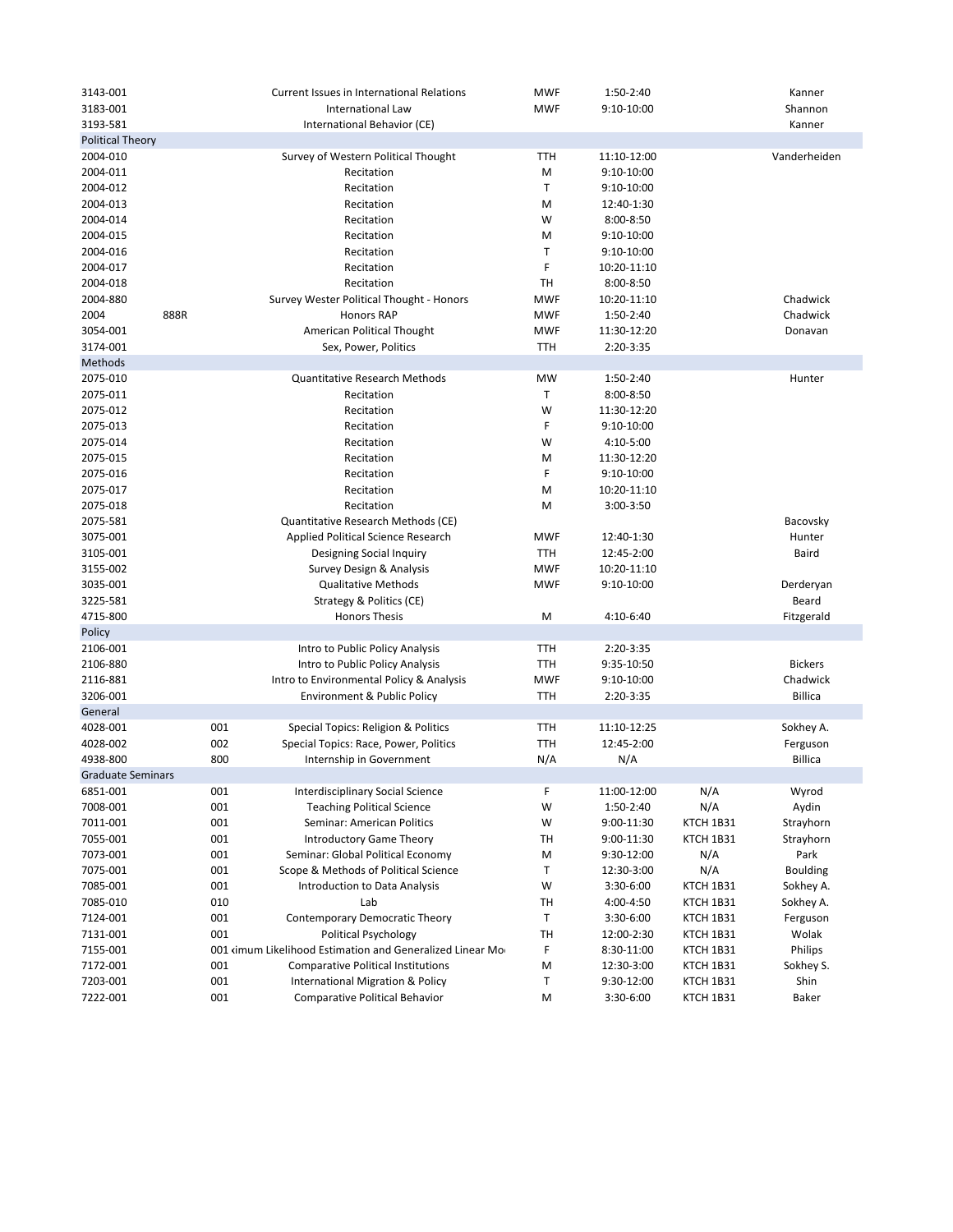| | | | | | | |
|---|---|---|---|---|---|---|
| 3143-001 | | Current Issues in International Relations | MWF | 1:50-2:40 | | Kanner |
| 3183-001 | | International Law | MWF | 9:10-10:00 | | Shannon |
| 3193-581 | | International Behavior (CE) | | | | Kanner |
| Political Theory | | | | | | |
| 2004-010 | | Survey of Western Political Thought | TTH | 11:10-12:00 | | Vanderheiden |
| 2004-011 | | Recitation | M | 9:10-10:00 | | |
| 2004-012 | | Recitation | T | 9:10-10:00 | | |
| 2004-013 | | Recitation | M | 12:40-1:30 | | |
| 2004-014 | | Recitation | W | 8:00-8:50 | | |
| 2004-015 | | Recitation | M | 9:10-10:00 | | |
| 2004-016 | | Recitation | T | 9:10-10:00 | | |
| 2004-017 | | Recitation | F | 10:20-11:10 | | |
| 2004-018 | | Recitation | TH | 8:00-8:50 | | |
| 2004-880 | | Survey Wester Political Thought - Honors | MWF | 10:20-11:10 | | Chadwick |
| 2004 | 888R | Honors RAP | MWF | 1:50-2:40 | | Chadwick |
| 3054-001 | | American Political Thought | MWF | 11:30-12:20 | | Donavan |
| 3174-001 | | Sex, Power, Politics | TTH | 2:20-3:35 | | |
| Methods | | | | | | |
| 2075-010 | | Quantitative Research Methods | MW | 1:50-2:40 | | Hunter |
| 2075-011 | | Recitation | T | 8:00-8:50 | | |
| 2075-012 | | Recitation | W | 11:30-12:20 | | |
| 2075-013 | | Recitation | F | 9:10-10:00 | | |
| 2075-014 | | Recitation | W | 4:10-5:00 | | |
| 2075-015 | | Recitation | M | 11:30-12:20 | | |
| 2075-016 | | Recitation | F | 9:10-10:00 | | |
| 2075-017 | | Recitation | M | 10:20-11:10 | | |
| 2075-018 | | Recitation | M | 3:00-3:50 | | |
| 2075-581 | | Quantitative Research Methods (CE) | | | | Bacovsky |
| 3075-001 | | Applied Political Science Research | MWF | 12:40-1:30 | | Hunter |
| 3105-001 | | Designing Social Inquiry | TTH | 12:45-2:00 | | Baird |
| 3155-002 | | Survey Design & Analysis | MWF | 10:20-11:10 | | |
| 3035-001 | | Qualitative Methods | MWF | 9:10-10:00 | | Derderyan |
| 3225-581 | | Strategy & Politics (CE) | | | | Beard |
| 4715-800 | | Honors Thesis | M | 4:10-6:40 | | Fitzgerald |
| Policy | | | | | | |
| 2106-001 | | Intro to Public Policy Analysis | TTH | 2:20-3:35 | | |
| 2106-880 | | Intro to Public Policy Analysis | TTH | 9:35-10:50 | | Bickers |
| 2116-881 | | Intro to Environmental Policy & Analysis | MWF | 9:10-10:00 | | Chadwick |
| 3206-001 | | Environment & Public Policy | TTH | 2:20-3:35 | | Billica |
| General | | | | | | |
| 4028-001 | 001 | Special Topics: Religion & Politics | TTH | 11:10-12:25 | | Sokhey A. |
| 4028-002 | 002 | Special Topics: Race, Power, Politics | TTH | 12:45-2:00 | | Ferguson |
| 4938-800 | 800 | Internship in Government | N/A | N/A | | Billica |
| Graduate Seminars | | | | | | |
| 6851-001 | 001 | Interdisciplinary Social Science | F | 11:00-12:00 | N/A | Wyrod |
| 7008-001 | 001 | Teaching Political Science | W | 1:50-2:40 | N/A | Aydin |
| 7011-001 | 001 | Seminar: American Politics | W | 9:00-11:30 | KTCH 1B31 | Strayhorn |
| 7055-001 | 001 | Introductory Game Theory | TH | 9:00-11:30 | KTCH 1B31 | Strayhorn |
| 7073-001 | 001 | Seminar: Global Political Economy | M | 9:30-12:00 | N/A | Park |
| 7075-001 | 001 | Scope & Methods of Political Science | T | 12:30-3:00 | N/A | Boulding |
| 7085-001 | 001 | Introduction to Data Analysis | W | 3:30-6:00 | KTCH 1B31 | Sokhey A. |
| 7085-010 | 010 | Lab | TH | 4:00-4:50 | KTCH 1B31 | Sokhey A. |
| 7124-001 | 001 | Contemporary Democratic Theory | T | 3:30-6:00 | KTCH 1B31 | Ferguson |
| 7131-001 | 001 | Political Psychology | TH | 12:00-2:30 | KTCH 1B31 | Wolak |
| 7155-001 | 001 | ximum Likelihood Estimation and Generalized Linear Mo | F | 8:30-11:00 | KTCH 1B31 | Philips |
| 7172-001 | 001 | Comparative Political Institutions | M | 12:30-3:00 | KTCH 1B31 | Sokhey S. |
| 7203-001 | 001 | International Migration & Policy | T | 9:30-12:00 | KTCH 1B31 | Shin |
| 7222-001 | 001 | Comparative Political Behavior | M | 3:30-6:00 | KTCH 1B31 | Baker |